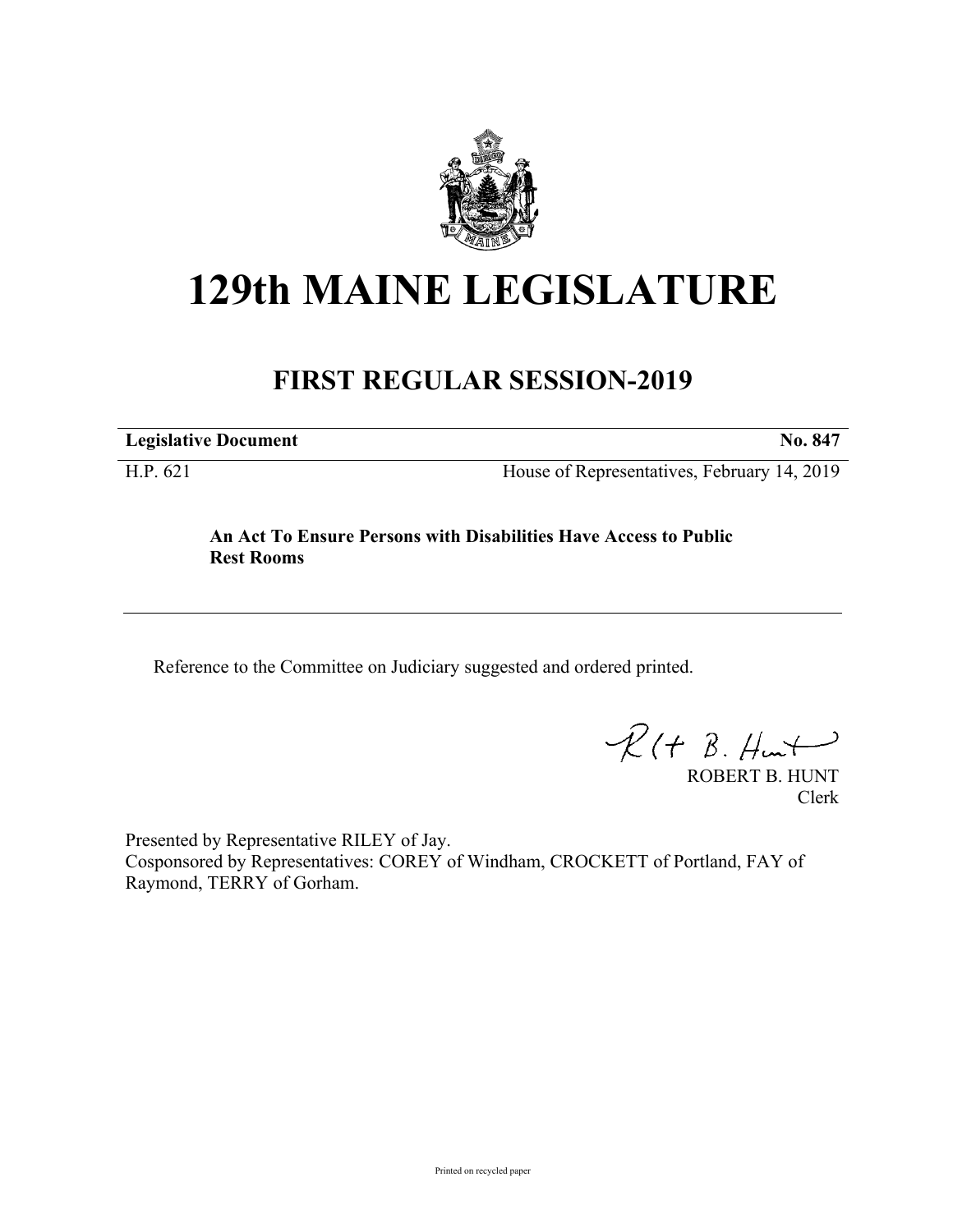# 129th MAINE LEGISLATURE

## FIRST REGULAR SESSION-2019

**Legislative Document** **No. 847**

H.P. 621 House of Representatives, February 14, 2019

**An Act To Ensure Persons with Disabilities Have Access to Public Rest Rooms**

Reference to the Committee on Judiciary suggested and ordered printed.

ROBERT B. HUNT
Clerk

Presented by Representative RILEY of Jay.
Cosponsored by Representatives: COREY of Windham, CROCKETT of Portland, FAY of Raymond, TERRY of Gorham.

Printed on recycled paper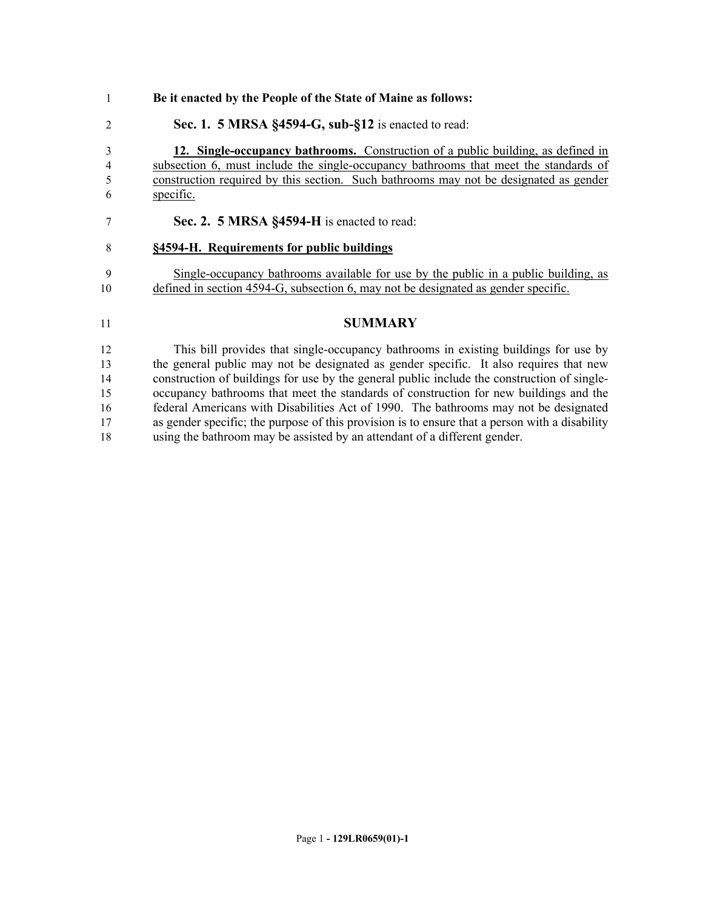**Be it enacted by the People of the State of Maine as follows:**

**Sec. 1. 5 MRSA §4594-G, sub-§12** is enacted to read:

**12. Single-occupancy bathrooms.** Construction of a public building, as defined in subsection 6, must include the single-occupancy bathrooms that meet the standards of construction required by this section. Such bathrooms may not be designated as gender specific.

**Sec. 2. 5 MRSA §4594-H** is enacted to read:

**§4594-H. Requirements for public buildings**

Single-occupancy bathrooms available for use by the public in a public building, as defined in section 4594-G, subsection 6, may not be designated as gender specific.

## SUMMARY

This bill provides that single-occupancy bathrooms in existing buildings for use by the general public may not be designated as gender specific. It also requires that new construction of buildings for use by the general public include the construction of single-occupancy bathrooms that meet the standards of construction for new buildings and the federal Americans with Disabilities Act of 1990. The bathrooms may not be designated as gender specific; the purpose of this provision is to ensure that a person with a disability using the bathroom may be assisted by an attendant of a different gender.